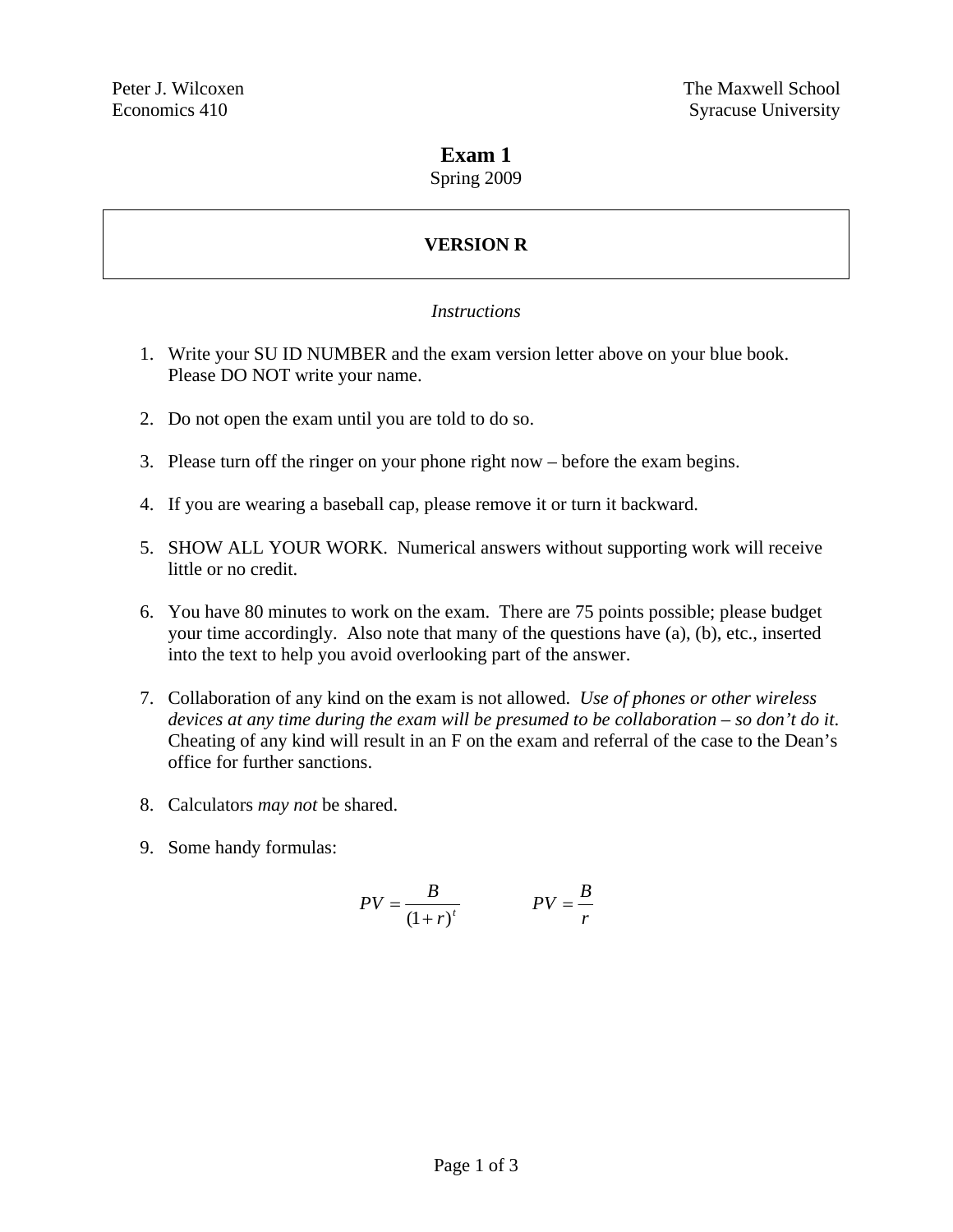Peter J. Wilcoxen
Economics 410

The Maxwell School
Syracuse University

# Exam 1

Spring 2009

**VERSION R**

*Instructions*

1. Write your SU ID NUMBER and the exam version letter above on your blue book. Please DO NOT write your name.

2. Do not open the exam until you are told to do so.

3. Please turn off the ringer on your phone right now – before the exam begins.

4. If you are wearing a baseball cap, please remove it or turn it backward.

5. SHOW ALL YOUR WORK. Numerical answers without supporting work will receive little or no credit.

6. You have 80 minutes to work on the exam. There are 75 points possible; please budget your time accordingly. Also note that many of the questions have (a), (b), etc., inserted into the text to help you avoid overlooking part of the answer.

7. Collaboration of any kind on the exam is not allowed. *Use of phones or other wireless devices at any time during the exam will be presumed to be collaboration – so don't do it*. Cheating of any kind will result in an F on the exam and referral of the case to the Dean's office for further sanctions.

8. Calculators *may not* be shared.

9. Some handy formulas:

$$PV = \frac{B}{(1+r)^t} \qquad PV = \frac{B}{r}$$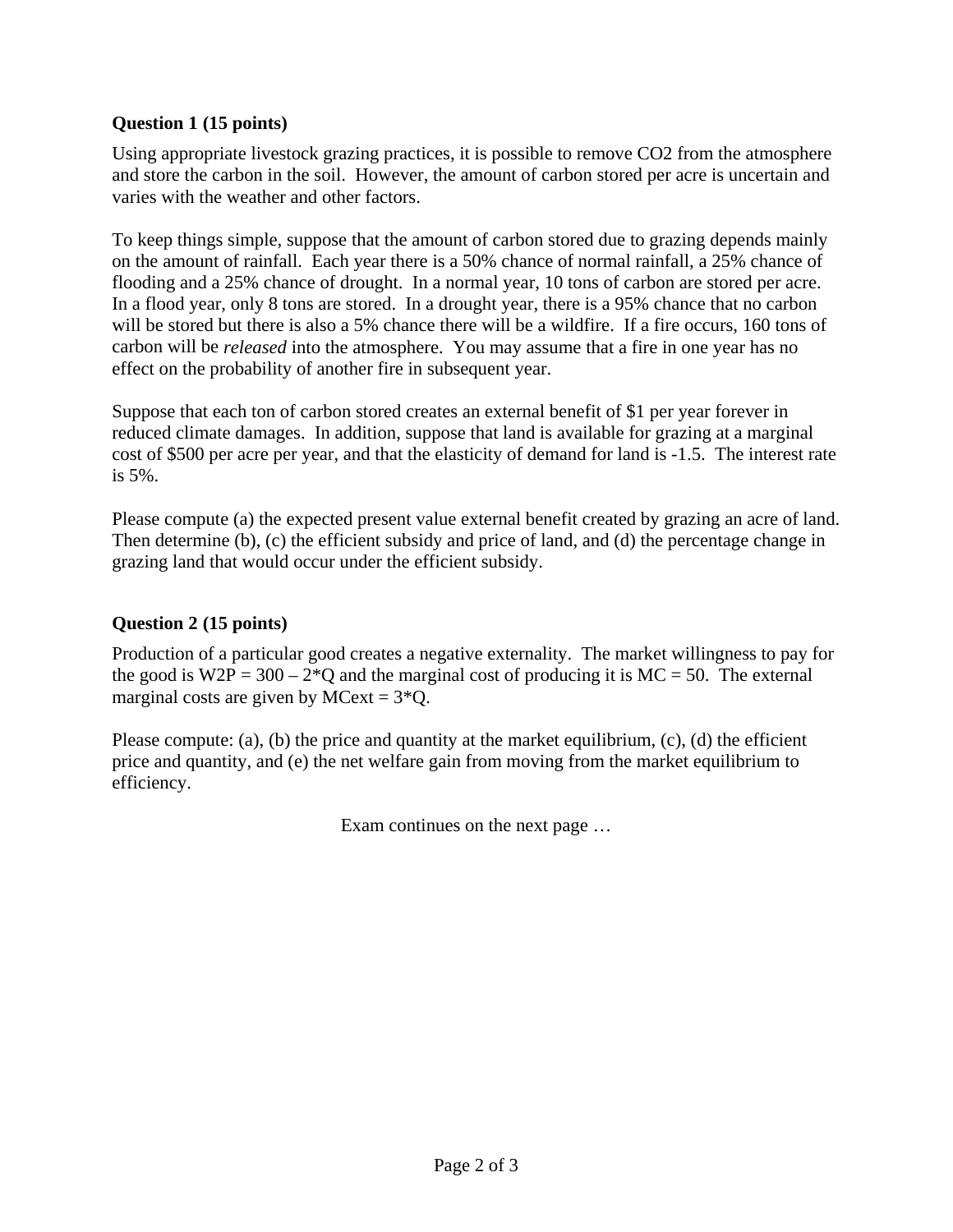**Question 1 (15 points)**

Using appropriate livestock grazing practices, it is possible to remove $CO_2$ from the atmosphere and store the carbon in the soil. However, the amount of carbon stored per acre is uncertain and varies with the weather and other factors.

To keep things simple, suppose that the amount of carbon stored due to grazing depends mainly on the amount of rainfall. Each year there is a 50% chance of normal rainfall, a 25% chance of flooding and a 25% chance of drought. In a normal year, 10 tons of carbon are stored per acre. In a flood year, only 8 tons are stored. In a drought year, there is a 95% chance that no carbon will be stored but there is also a 5% chance there will be a wildfire. If a fire occurs, 160 tons of carbon will be *released* into the atmosphere. You may assume that a fire in one year has no effect on the probability of another fire in subsequent year.

Suppose that each ton of carbon stored creates an external benefit of $1 per year forever in reduced climate damages. In addition, suppose that land is available for grazing at a marginal cost of $500 per acre per year, and that the elasticity of demand for land is -1.5. The interest rate is 5%.

Please compute (a) the expected present value external benefit created by grazing an acre of land. Then determine (b), (c) the efficient subsidy and price of land, and (d) the percentage change in grazing land that would occur under the efficient subsidy.

**Question 2 (15 points)**

Production of a particular good creates a negative externality. The market willingness to pay for the good is $W2P = 300 - 2*Q$ and the marginal cost of producing it is $MC = 50$. The external marginal costs are given by $MC_{ext} = 3*Q$.

Please compute: (a), (b) the price and quantity at the market equilibrium, (c), (d) the efficient price and quantity, and (e) the net welfare gain from moving from the market equilibrium to efficiency.

Exam continues on the next page …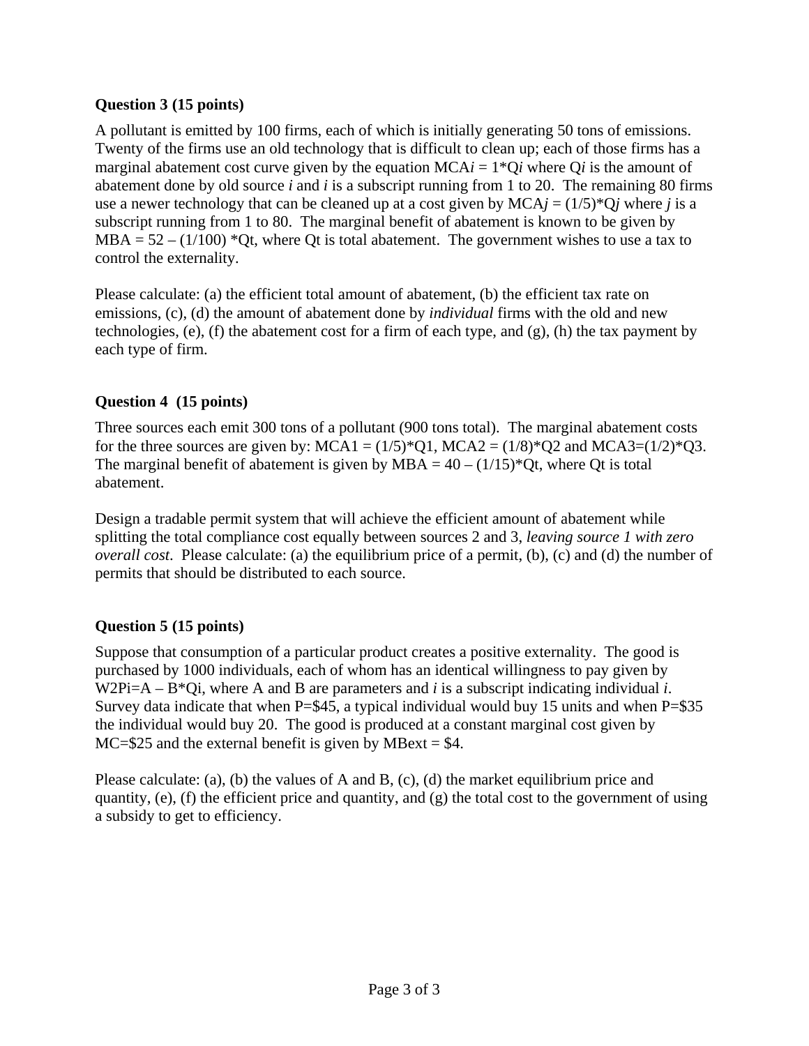**Question 3 (15 points)**

A pollutant is emitted by 100 firms, each of which is initially generating 50 tons of emissions. Twenty of the firms use an old technology that is difficult to clean up; each of those firms has a marginal abatement cost curve given by the equation $MCA_i = 1*Q_i$ where $Q_i$ is the amount of abatement done by old source *i* and *i* is a subscript running from 1 to 20. The remaining 80 firms use a newer technology that can be cleaned up at a cost given by $MCA_j = (1/5)*Q_j$ where *j* is a subscript running from 1 to 80. The marginal benefit of abatement is known to be given by $MBA = 52 – (1/100) *Q_t$, where $Q_t$ is total abatement. The government wishes to use a tax to control the externality.

Please calculate: (a) the efficient total amount of abatement, (b) the efficient tax rate on emissions, (c), (d) the amount of abatement done by *individual* firms with the old and new technologies, (e), (f) the abatement cost for a firm of each type, and (g), (h) the tax payment by each type of firm.

**Question 4 (15 points)**

Three sources each emit 300 tons of a pollutant (900 tons total). The marginal abatement costs for the three sources are given by: $MCA_1 = (1/5)*Q_1$, $MCA_2 = (1/8)*Q_2$ and $MCA_3=(1/2)*Q_3$. The marginal benefit of abatement is given by $MBA = 40 – (1/15)*Q_t$, where $Q_t$ is total abatement.

Design a tradable permit system that will achieve the efficient amount of abatement while splitting the total compliance cost equally between sources 2 and 3, *leaving source 1 with zero overall cost*. Please calculate: (a) the equilibrium price of a permit, (b), (c) and (d) the number of permits that should be distributed to each source.

**Question 5 (15 points)**

Suppose that consumption of a particular product creates a positive externality. The good is purchased by 1000 individuals, each of whom has an identical willingness to pay given by $W2P_i=A – B*Q_i$, where A and B are parameters and *i* is a subscript indicating individual *i*. Survey data indicate that when P=$45, a typical individual would buy 15 units and when P=$35 the individual would buy 20. The good is produced at a constant marginal cost given by MC=$25 and the external benefit is given by $MB_{ext}$ = $4.

Please calculate: (a), (b) the values of A and B, (c), (d) the market equilibrium price and quantity, (e), (f) the efficient price and quantity, and (g) the total cost to the government of using a subsidy to get to efficiency.